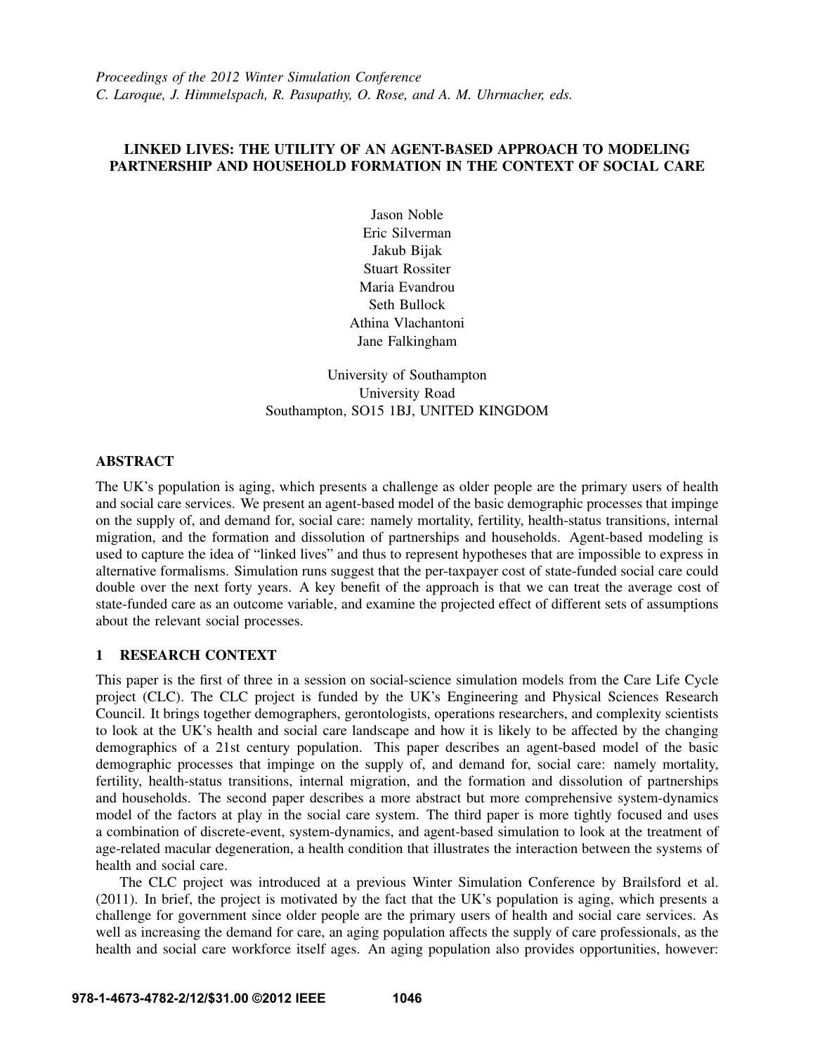*Proceedings of the 2012 Winter Simulation Conference*
*C. Laroque, J. Himmelspach, R. Pasupathy, O. Rose, and A. M. Uhrmacher, eds.*

# LINKED LIVES: THE UTILITY OF AN AGENT-BASED APPROACH TO MODELING PARTNERSHIP AND HOUSEHOLD FORMATION IN THE CONTEXT OF SOCIAL CARE

Jason Noble
Eric Silverman
Jakub Bijak
Stuart Rossiter
Maria Evandrou
Seth Bullock
Athina Vlachantoni
Jane Falkingham

University of Southampton
University Road
Southampton, SO15 1BJ, UNITED KINGDOM

## ABSTRACT

The UK's population is aging, which presents a challenge as older people are the primary users of health and social care services. We present an agent-based model of the basic demographic processes that impinge on the supply of, and demand for, social care: namely mortality, fertility, health-status transitions, internal migration, and the formation and dissolution of partnerships and households. Agent-based modeling is used to capture the idea of "linked lives" and thus to represent hypotheses that are impossible to express in alternative formalisms. Simulation runs suggest that the per-taxpayer cost of state-funded social care could double over the next forty years. A key benefit of the approach is that we can treat the average cost of state-funded care as an outcome variable, and examine the projected effect of different sets of assumptions about the relevant social processes.

## 1 RESEARCH CONTEXT

This paper is the first of three in a session on social-science simulation models from the Care Life Cycle project (CLC). The CLC project is funded by the UK's Engineering and Physical Sciences Research Council. It brings together demographers, gerontologists, operations researchers, and complexity scientists to look at the UK's health and social care landscape and how it is likely to be affected by the changing demographics of a 21st century population. This paper describes an agent-based model of the basic demographic processes that impinge on the supply of, and demand for, social care: namely mortality, fertility, health-status transitions, internal migration, and the formation and dissolution of partnerships and households. The second paper describes a more abstract but more comprehensive system-dynamics model of the factors at play in the social care system. The third paper is more tightly focused and uses a combination of discrete-event, system-dynamics, and agent-based simulation to look at the treatment of age-related macular degeneration, a health condition that illustrates the interaction between the systems of health and social care.

The CLC project was introduced at a previous Winter Simulation Conference by Brailsford et al. (2011). In brief, the project is motivated by the fact that the UK's population is aging, which presents a challenge for government since older people are the primary users of health and social care services. As well as increasing the demand for care, an aging population affects the supply of care professionals, as the health and social care workforce itself ages. An aging population also provides opportunities, however: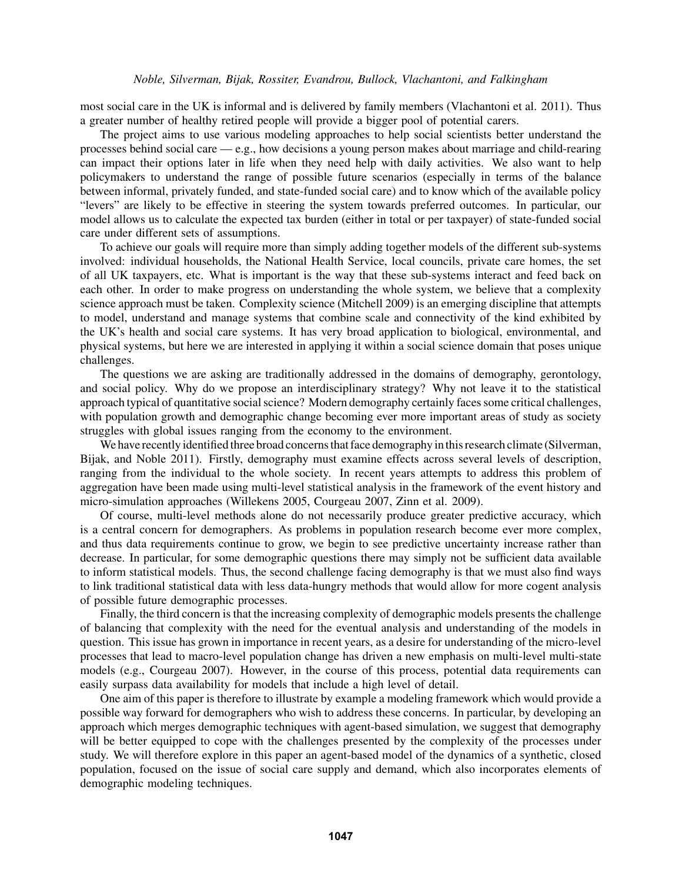most social care in the UK is informal and is delivered by family members (Vlachantoni et al. 2011). Thus a greater number of healthy retired people will provide a bigger pool of potential carers.

The project aims to use various modeling approaches to help social scientists better understand the processes behind social care — e.g., how decisions a young person makes about marriage and child-rearing can impact their options later in life when they need help with daily activities. We also want to help policymakers to understand the range of possible future scenarios (especially in terms of the balance between informal, privately funded, and state-funded social care) and to know which of the available policy "levers" are likely to be effective in steering the system towards preferred outcomes. In particular, our model allows us to calculate the expected tax burden (either in total or per taxpayer) of state-funded social care under different sets of assumptions.

To achieve our goals will require more than simply adding together models of the different sub-systems involved: individual households, the National Health Service, local councils, private care homes, the set of all UK taxpayers, etc. What is important is the way that these sub-systems interact and feed back on each other. In order to make progress on understanding the whole system, we believe that a complexity science approach must be taken. Complexity science (Mitchell 2009) is an emerging discipline that attempts to model, understand and manage systems that combine scale and connectivity of the kind exhibited by the UK's health and social care systems. It has very broad application to biological, environmental, and physical systems, but here we are interested in applying it within a social science domain that poses unique challenges.

The questions we are asking are traditionally addressed in the domains of demography, gerontology, and social policy. Why do we propose an interdisciplinary strategy? Why not leave it to the statistical approach typical of quantitative social science? Modern demography certainly faces some critical challenges, with population growth and demographic change becoming ever more important areas of study as society struggles with global issues ranging from the economy to the environment.

We have recently identified three broad concerns that face demography in this research climate (Silverman, Bijak, and Noble 2011). Firstly, demography must examine effects across several levels of description, ranging from the individual to the whole society. In recent years attempts to address this problem of aggregation have been made using multi-level statistical analysis in the framework of the event history and micro-simulation approaches (Willekens 2005, Courgeau 2007, Zinn et al. 2009).

Of course, multi-level methods alone do not necessarily produce greater predictive accuracy, which is a central concern for demographers. As problems in population research become ever more complex, and thus data requirements continue to grow, we begin to see predictive uncertainty increase rather than decrease. In particular, for some demographic questions there may simply not be sufficient data available to inform statistical models. Thus, the second challenge facing demography is that we must also find ways to link traditional statistical data with less data-hungry methods that would allow for more cogent analysis of possible future demographic processes.

Finally, the third concern is that the increasing complexity of demographic models presents the challenge of balancing that complexity with the need for the eventual analysis and understanding of the models in question. This issue has grown in importance in recent years, as a desire for understanding of the micro-level processes that lead to macro-level population change has driven a new emphasis on multi-level multi-state models (e.g., Courgeau 2007). However, in the course of this process, potential data requirements can easily surpass data availability for models that include a high level of detail.

One aim of this paper is therefore to illustrate by example a modeling framework which would provide a possible way forward for demographers who wish to address these concerns. In particular, by developing an approach which merges demographic techniques with agent-based simulation, we suggest that demography will be better equipped to cope with the challenges presented by the complexity of the processes under study. We will therefore explore in this paper an agent-based model of the dynamics of a synthetic, closed population, focused on the issue of social care supply and demand, which also incorporates elements of demographic modeling techniques.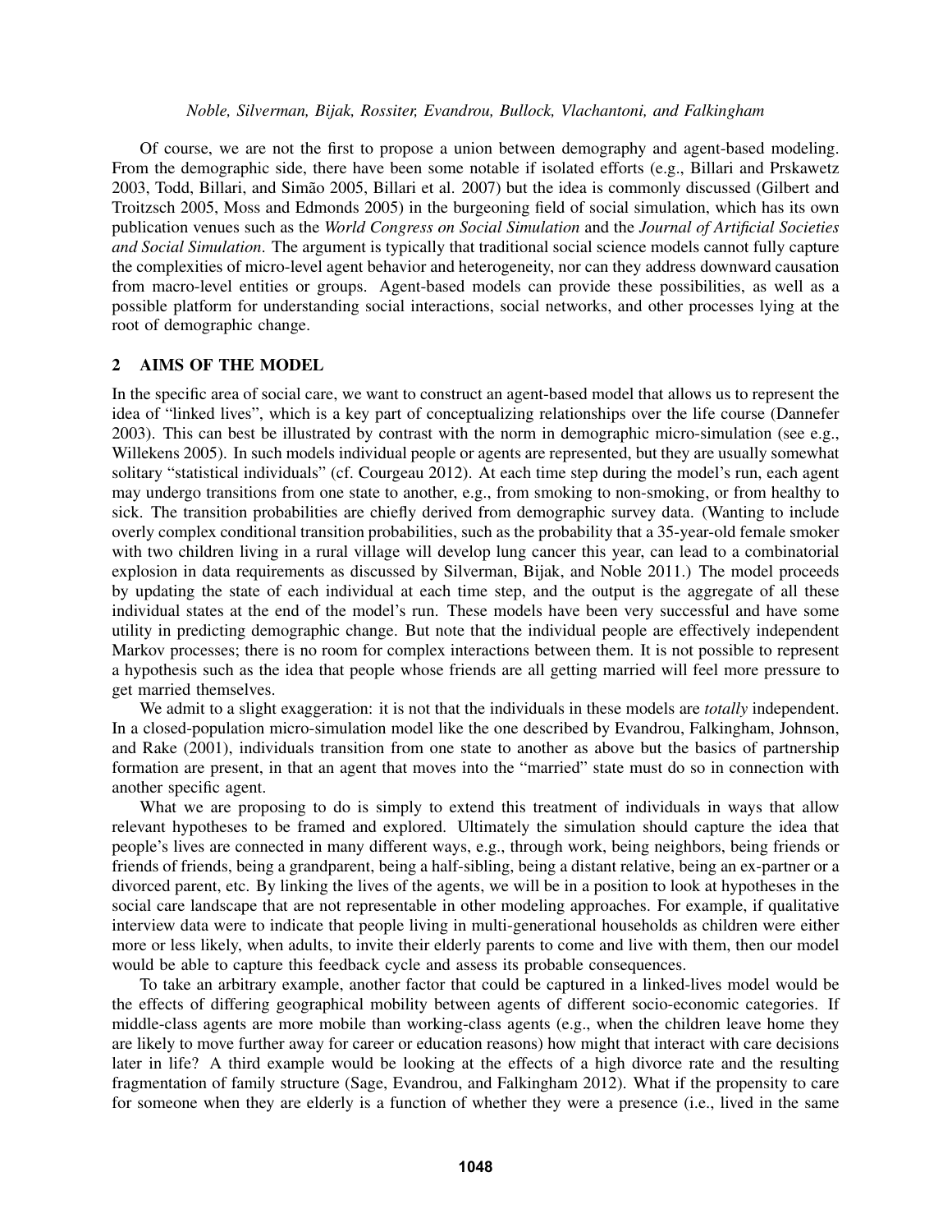Of course, we are not the first to propose a union between demography and agent-based modeling. From the demographic side, there have been some notable if isolated efforts (e.g., Billari and Prskawetz 2003, Todd, Billari, and Simão 2005, Billari et al. 2007) but the idea is commonly discussed (Gilbert and Troitzsch 2005, Moss and Edmonds 2005) in the burgeoning field of social simulation, which has its own publication venues such as the *World Congress on Social Simulation* and the *Journal of Artificial Societies and Social Simulation*. The argument is typically that traditional social science models cannot fully capture the complexities of micro-level agent behavior and heterogeneity, nor can they address downward causation from macro-level entities or groups. Agent-based models can provide these possibilities, as well as a possible platform for understanding social interactions, social networks, and other processes lying at the root of demographic change.

## 2 AIMS OF THE MODEL

In the specific area of social care, we want to construct an agent-based model that allows us to represent the idea of "linked lives", which is a key part of conceptualizing relationships over the life course (Dannefer 2003). This can best be illustrated by contrast with the norm in demographic micro-simulation (see e.g., Willekens 2005). In such models individual people or agents are represented, but they are usually somewhat solitary "statistical individuals" (cf. Courgeau 2012). At each time step during the model's run, each agent may undergo transitions from one state to another, e.g., from smoking to non-smoking, or from healthy to sick. The transition probabilities are chiefly derived from demographic survey data. (Wanting to include overly complex conditional transition probabilities, such as the probability that a 35-year-old female smoker with two children living in a rural village will develop lung cancer this year, can lead to a combinatorial explosion in data requirements as discussed by Silverman, Bijak, and Noble 2011.) The model proceeds by updating the state of each individual at each time step, and the output is the aggregate of all these individual states at the end of the model's run. These models have been very successful and have some utility in predicting demographic change. But note that the individual people are effectively independent Markov processes; there is no room for complex interactions between them. It is not possible to represent a hypothesis such as the idea that people whose friends are all getting married will feel more pressure to get married themselves.

We admit to a slight exaggeration: it is not that the individuals in these models are *totally* independent. In a closed-population micro-simulation model like the one described by Evandrou, Falkingham, Johnson, and Rake (2001), individuals transition from one state to another as above but the basics of partnership formation are present, in that an agent that moves into the "married" state must do so in connection with another specific agent.

What we are proposing to do is simply to extend this treatment of individuals in ways that allow relevant hypotheses to be framed and explored. Ultimately the simulation should capture the idea that people's lives are connected in many different ways, e.g., through work, being neighbors, being friends or friends of friends, being a grandparent, being a half-sibling, being a distant relative, being an ex-partner or a divorced parent, etc. By linking the lives of the agents, we will be in a position to look at hypotheses in the social care landscape that are not representable in other modeling approaches. For example, if qualitative interview data were to indicate that people living in multi-generational households as children were either more or less likely, when adults, to invite their elderly parents to come and live with them, then our model would be able to capture this feedback cycle and assess its probable consequences.

To take an arbitrary example, another factor that could be captured in a linked-lives model would be the effects of differing geographical mobility between agents of different socio-economic categories. If middle-class agents are more mobile than working-class agents (e.g., when the children leave home they are likely to move further away for career or education reasons) how might that interact with care decisions later in life? A third example would be looking at the effects of a high divorce rate and the resulting fragmentation of family structure (Sage, Evandrou, and Falkingham 2012). What if the propensity to care for someone when they are elderly is a function of whether they were a presence (i.e., lived in the same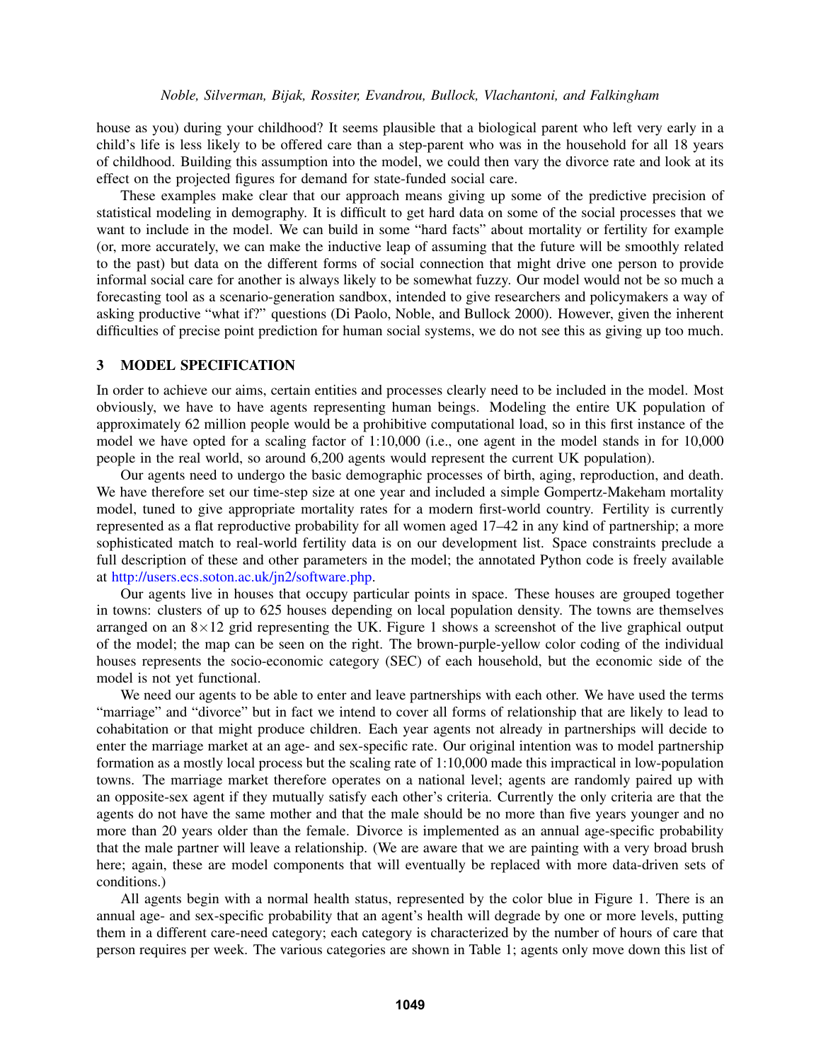house as you) during your childhood? It seems plausible that a biological parent who left very early in a child's life is less likely to be offered care than a step-parent who was in the household for all 18 years of childhood. Building this assumption into the model, we could then vary the divorce rate and look at its effect on the projected figures for demand for state-funded social care.

These examples make clear that our approach means giving up some of the predictive precision of statistical modeling in demography. It is difficult to get hard data on some of the social processes that we want to include in the model. We can build in some "hard facts" about mortality or fertility for example (or, more accurately, we can make the inductive leap of assuming that the future will be smoothly related to the past) but data on the different forms of social connection that might drive one person to provide informal social care for another is always likely to be somewhat fuzzy. Our model would not be so much a forecasting tool as a scenario-generation sandbox, intended to give researchers and policymakers a way of asking productive "what if?" questions (Di Paolo, Noble, and Bullock 2000). However, given the inherent difficulties of precise point prediction for human social systems, we do not see this as giving up too much.

## 3 MODEL SPECIFICATION

In order to achieve our aims, certain entities and processes clearly need to be included in the model. Most obviously, we have to have agents representing human beings. Modeling the entire UK population of approximately 62 million people would be a prohibitive computational load, so in this first instance of the model we have opted for a scaling factor of 1:10,000 (i.e., one agent in the model stands in for 10,000 people in the real world, so around 6,200 agents would represent the current UK population).

Our agents need to undergo the basic demographic processes of birth, aging, reproduction, and death. We have therefore set our time-step size at one year and included a simple Gompertz-Makeham mortality model, tuned to give appropriate mortality rates for a modern first-world country. Fertility is currently represented as a flat reproductive probability for all women aged 17–42 in any kind of partnership; a more sophisticated match to real-world fertility data is on our development list. Space constraints preclude a full description of these and other parameters in the model; the annotated Python code is freely available at http://users.ecs.soton.ac.uk/jn2/software.php.

Our agents live in houses that occupy particular points in space. These houses are grouped together in towns: clusters of up to 625 houses depending on local population density. The towns are themselves arranged on an $8 \times 12$ grid representing the UK. Figure 1 shows a screenshot of the live graphical output of the model; the map can be seen on the right. The brown-purple-yellow color coding of the individual houses represents the socio-economic category (SEC) of each household, but the economic side of the model is not yet functional.

We need our agents to be able to enter and leave partnerships with each other. We have used the terms "marriage" and "divorce" but in fact we intend to cover all forms of relationship that are likely to lead to cohabitation or that might produce children. Each year agents not already in partnerships will decide to enter the marriage market at an age- and sex-specific rate. Our original intention was to model partnership formation as a mostly local process but the scaling rate of 1:10,000 made this impractical in low-population towns. The marriage market therefore operates on a national level; agents are randomly paired up with an opposite-sex agent if they mutually satisfy each other's criteria. Currently the only criteria are that the agents do not have the same mother and that the male should be no more than five years younger and no more than 20 years older than the female. Divorce is implemented as an annual age-specific probability that the male partner will leave a relationship. (We are aware that we are painting with a very broad brush here; again, these are model components that will eventually be replaced with more data-driven sets of conditions.)

All agents begin with a normal health status, represented by the color blue in Figure 1. There is an annual age- and sex-specific probability that an agent's health will degrade by one or more levels, putting them in a different care-need category; each category is characterized by the number of hours of care that person requires per week. The various categories are shown in Table 1; agents only move down this list of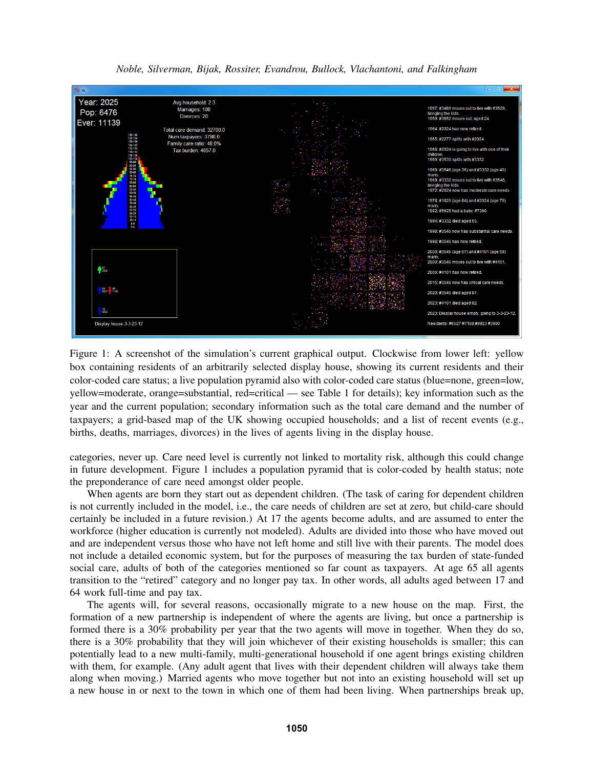Figure 1: A screenshot of the simulation's current graphical output. Clockwise from lower left: yellow box containing residents of an arbitrarily selected display house, showing its current residents and their color-coded care status; a live population pyramid also with color-coded care status (blue=none, green=low, yellow=moderate, orange=substantial, red=critical — see Table 1 for details); key information such as the year and the current population; secondary information such as the total care demand and the number of taxpayers; a grid-based map of the UK showing occupied households; and a list of recent events (e.g., births, deaths, marriages, divorces) in the lives of agents living in the display house.

categories, never up. Care need level is currently not linked to mortality risk, although this could change in future development. Figure 1 includes a population pyramid that is color-coded by health status; note the preponderance of care need amongst older people.

When agents are born they start out as dependent children. (The task of caring for dependent children is not currently included in the model, i.e., the care needs of children are set at zero, but child-care should certainly be included in a future revision.) At 17 the agents become adults, and are assumed to enter the workforce (higher education is currently not modeled). Adults are divided into those who have moved out and are independent versus those who have not left home and still live with their parents. The model does not include a detailed economic system, but for the purposes of measuring the tax burden of state-funded social care, adults of both of the categories mentioned so far count as taxpayers. At age 65 all agents transition to the "retired" category and no longer pay tax. In other words, all adults aged between 17 and 64 work full-time and pay tax.

The agents will, for several reasons, occasionally migrate to a new house on the map. First, the formation of a new partnership is independent of where the agents are living, but once a partnership is formed there is a 30% probability per year that the two agents will move in together. When they do so, there is a 30% probability that they will join whichever of their existing households is smaller; this can potentially lead to a new multi-family, multi-generational household if one agent brings existing children with them, for example. (Any adult agent that lives with their dependent children will always take them along when moving.) Married agents who move together but not into an existing household will set up a new house in or next to the town in which one of them had been living. When partnerships break up,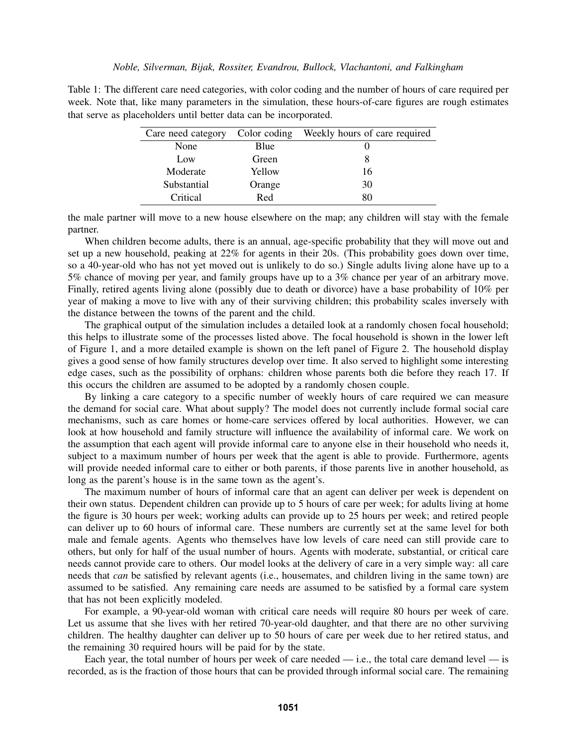Table 1: The different care need categories, with color coding and the number of hours of care required per week. Note that, like many parameters in the simulation, these hours-of-care figures are rough estimates that serve as placeholders until better data can be incorporated.

| Care need category | Color coding | Weekly hours of care required |
|---|---|---|
| None | Blue | 0 |
| Low | Green | 8 |
| Moderate | Yellow | 16 |
| Substantial | Orange | 30 |
| Critical | Red | 80 |

the male partner will move to a new house elsewhere on the map; any children will stay with the female partner.

When children become adults, there is an annual, age-specific probability that they will move out and set up a new household, peaking at 22% for agents in their 20s. (This probability goes down over time, so a 40-year-old who has not yet moved out is unlikely to do so.) Single adults living alone have up to a 5% chance of moving per year, and family groups have up to a 3% chance per year of an arbitrary move. Finally, retired agents living alone (possibly due to death or divorce) have a base probability of 10% per year of making a move to live with any of their surviving children; this probability scales inversely with the distance between the towns of the parent and the child.

The graphical output of the simulation includes a detailed look at a randomly chosen focal household; this helps to illustrate some of the processes listed above. The focal household is shown in the lower left of Figure 1, and a more detailed example is shown on the left panel of Figure 2. The household display gives a good sense of how family structures develop over time. It also served to highlight some interesting edge cases, such as the possibility of orphans: children whose parents both die before they reach 17. If this occurs the children are assumed to be adopted by a randomly chosen couple.

By linking a care category to a specific number of weekly hours of care required we can measure the demand for social care. What about supply? The model does not currently include formal social care mechanisms, such as care homes or home-care services offered by local authorities. However, we can look at how household and family structure will influence the availability of informal care. We work on the assumption that each agent will provide informal care to anyone else in their household who needs it, subject to a maximum number of hours per week that the agent is able to provide. Furthermore, agents will provide needed informal care to either or both parents, if those parents live in another household, as long as the parent's house is in the same town as the agent's.

The maximum number of hours of informal care that an agent can deliver per week is dependent on their own status. Dependent children can provide up to 5 hours of care per week; for adults living at home the figure is 30 hours per week; working adults can provide up to 25 hours per week; and retired people can deliver up to 60 hours of informal care. These numbers are currently set at the same level for both male and female agents. Agents who themselves have low levels of care need can still provide care to others, but only for half of the usual number of hours. Agents with moderate, substantial, or critical care needs cannot provide care to others. Our model looks at the delivery of care in a very simple way: all care needs that *can* be satisfied by relevant agents (i.e., housemates, and children living in the same town) are assumed to be satisfied. Any remaining care needs are assumed to be satisfied by a formal care system that has not been explicitly modeled.

For example, a 90-year-old woman with critical care needs will require 80 hours per week of care. Let us assume that she lives with her retired 70-year-old daughter, and that there are no other surviving children. The healthy daughter can deliver up to 50 hours of care per week due to her retired status, and the remaining 30 required hours will be paid for by the state.

Each year, the total number of hours per week of care needed — i.e., the total care demand level — is recorded, as is the fraction of those hours that can be provided through informal social care. The remaining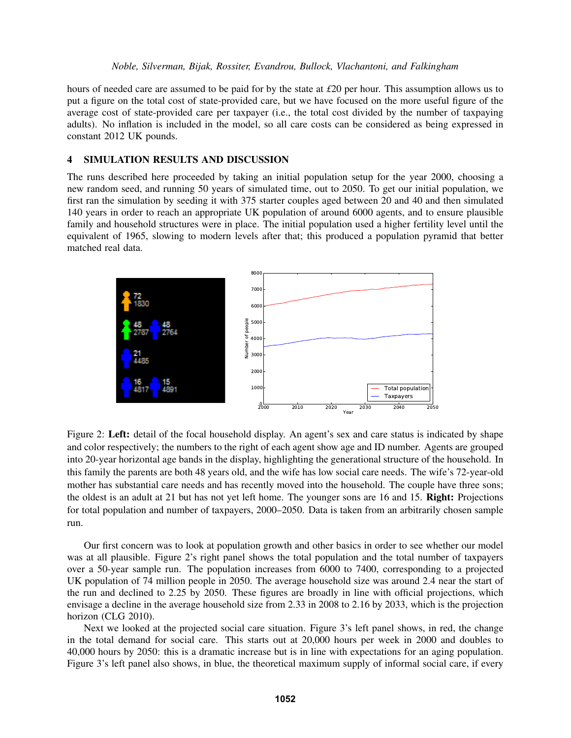hours of needed care are assumed to be paid for by the state at £20 per hour. This assumption allows us to put a figure on the total cost of state-provided care, but we have focused on the more useful figure of the average cost of state-provided care per taxpayer (i.e., the total cost divided by the number of taxpaying adults). No inflation is included in the model, so all care costs can be considered as being expressed in constant 2012 UK pounds.

## 4 SIMULATION RESULTS AND DISCUSSION

The runs described here proceeded by taking an initial population setup for the year 2000, choosing a new random seed, and running 50 years of simulated time, out to 2050. To get our initial population, we first ran the simulation by seeding it with 375 starter couples aged between 20 and 40 and then simulated 140 years in order to reach an appropriate UK population of around 6000 agents, and to ensure plausible family and household structures were in place. The initial population used a higher fertility level until the equivalent of 1965, slowing to modern levels after that; this produced a population pyramid that better matched real data.

Figure 2: **Left:** detail of the focal household display. An agent's sex and care status is indicated by shape and color respectively; the numbers to the right of each agent show age and ID number. Agents are grouped into 20-year horizontal age bands in the display, highlighting the generational structure of the household. In this family the parents are both 48 years old, and the wife has low social care needs. The wife's 72-year-old mother has substantial care needs and has recently moved into the household. The couple have three sons; the oldest is an adult at 21 but has not yet left home. The younger sons are 16 and 15. **Right:** Projections for total population and number of taxpayers, 2000–2050. Data is taken from an arbitrarily chosen sample run.

Our first concern was to look at population growth and other basics in order to see whether our model was at all plausible. Figure 2's right panel shows the total population and the total number of taxpayers over a 50-year sample run. The population increases from 6000 to 7400, corresponding to a projected UK population of 74 million people in 2050. The average household size was around 2.4 near the start of the run and declined to 2.25 by 2050. These figures are broadly in line with official projections, which envisage a decline in the average household size from 2.33 in 2008 to 2.16 by 2033, which is the projection horizon (CLG 2010).

Next we looked at the projected social care situation. Figure 3's left panel shows, in red, the change in the total demand for social care. This starts out at 20,000 hours per week in 2000 and doubles to 40,000 hours by 2050: this is a dramatic increase but is in line with expectations for an aging population. Figure 3's left panel also shows, in blue, the theoretical maximum supply of informal social care, if every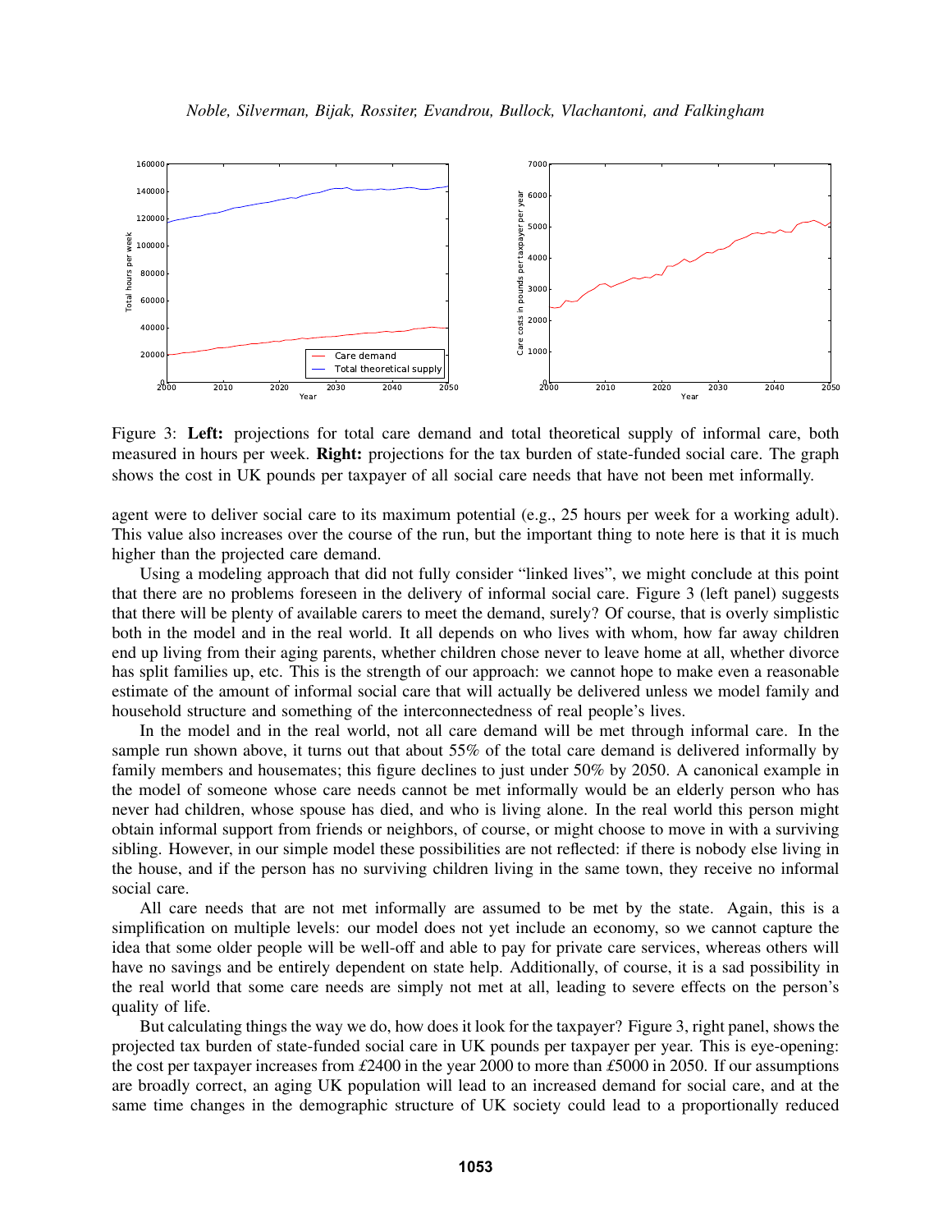160000
140000
120000
100000
80000
60000
40000
20000
0
Total hours per week
2000 2010 2020 2030 2040 2050
Year
Care demand
Total theoretical supply

7000
6000
5000
4000
3000
2000
1000
0
Care costs in pounds per taxpayer per year
2000 2010 2020 2030 2040 2050
Year

Figure 3: **Left:** projections for total care demand and total theoretical supply of informal care, both measured in hours per week. **Right:** projections for the tax burden of state-funded social care. The graph shows the cost in UK pounds per taxpayer of all social care needs that have not been met informally.

agent were to deliver social care to its maximum potential (e.g., 25 hours per week for a working adult). This value also increases over the course of the run, but the important thing to note here is that it is much higher than the projected care demand.

Using a modeling approach that did not fully consider "linked lives", we might conclude at this point that there are no problems foreseen in the delivery of informal social care. Figure 3 (left panel) suggests that there will be plenty of available carers to meet the demand, surely? Of course, that is overly simplistic both in the model and in the real world. It all depends on who lives with whom, how far away children end up living from their aging parents, whether children chose never to leave home at all, whether divorce has split families up, etc. This is the strength of our approach: we cannot hope to make even a reasonable estimate of the amount of informal social care that will actually be delivered unless we model family and household structure and something of the interconnectedness of real people's lives.

In the model and in the real world, not all care demand will be met through informal care. In the sample run shown above, it turns out that about 55% of the total care demand is delivered informally by family members and housemates; this figure declines to just under 50% by 2050. A canonical example in the model of someone whose care needs cannot be met informally would be an elderly person who has never had children, whose spouse has died, and who is living alone. In the real world this person might obtain informal support from friends or neighbors, of course, or might choose to move in with a surviving sibling. However, in our simple model these possibilities are not reflected: if there is nobody else living in the house, and if the person has no surviving children living in the same town, they receive no informal social care.

All care needs that are not met informally are assumed to be met by the state. Again, this is a simplification on multiple levels: our model does not yet include an economy, so we cannot capture the idea that some older people will be well-off and able to pay for private care services, whereas others will have no savings and be entirely dependent on state help. Additionally, of course, it is a sad possibility in the real world that some care needs are simply not met at all, leading to severe effects on the person's quality of life.

But calculating things the way we do, how does it look for the taxpayer? Figure 3, right panel, shows the projected tax burden of state-funded social care in UK pounds per taxpayer per year. This is eye-opening: the cost per taxpayer increases from £2400 in the year 2000 to more than £5000 in 2050. If our assumptions are broadly correct, an aging UK population will lead to an increased demand for social care, and at the same time changes in the demographic structure of UK society could lead to a proportionally reduced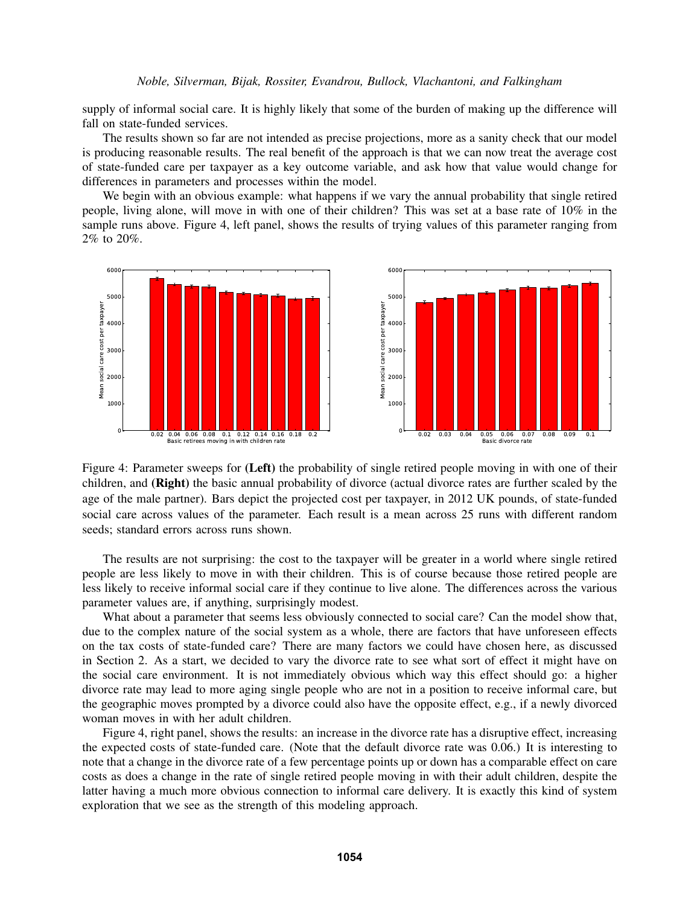supply of informal social care. It is highly likely that some of the burden of making up the difference will fall on state-funded services.

The results shown so far are not intended as precise projections, more as a sanity check that our model is producing reasonable results. The real benefit of the approach is that we can now treat the average cost of state-funded care per taxpayer as a key outcome variable, and ask how that value would change for differences in parameters and processes within the model.

We begin with an obvious example: what happens if we vary the annual probability that single retired people, living alone, will move in with one of their children? This was set at a base rate of 10% in the sample runs above. Figure 4, left panel, shows the results of trying values of this parameter ranging from 2% to 20%.

Figure 4: Parameter sweeps for **(Left)** the probability of single retired people moving in with one of their children, and **(Right)** the basic annual probability of divorce (actual divorce rates are further scaled by the age of the male partner). Bars depict the projected cost per taxpayer, in 2012 UK pounds, of state-funded social care across values of the parameter. Each result is a mean across 25 runs with different random seeds; standard errors across runs shown.

The results are not surprising: the cost to the taxpayer will be greater in a world where single retired people are less likely to move in with their children. This is of course because those retired people are less likely to receive informal social care if they continue to live alone. The differences across the various parameter values are, if anything, surprisingly modest.

What about a parameter that seems less obviously connected to social care? Can the model show that, due to the complex nature of the social system as a whole, there are factors that have unforeseen effects on the tax costs of state-funded care? There are many factors we could have chosen here, as discussed in Section 2. As a start, we decided to vary the divorce rate to see what sort of effect it might have on the social care environment. It is not immediately obvious which way this effect should go: a higher divorce rate may lead to more aging single people who are not in a position to receive informal care, but the geographic moves prompted by a divorce could also have the opposite effect, e.g., if a newly divorced woman moves in with her adult children.

Figure 4, right panel, shows the results: an increase in the divorce rate has a disruptive effect, increasing the expected costs of state-funded care. (Note that the default divorce rate was 0.06.) It is interesting to note that a change in the divorce rate of a few percentage points up or down has a comparable effect on care costs as does a change in the rate of single retired people moving in with their adult children, despite the latter having a much more obvious connection to informal care delivery. It is exactly this kind of system exploration that we see as the strength of this modeling approach.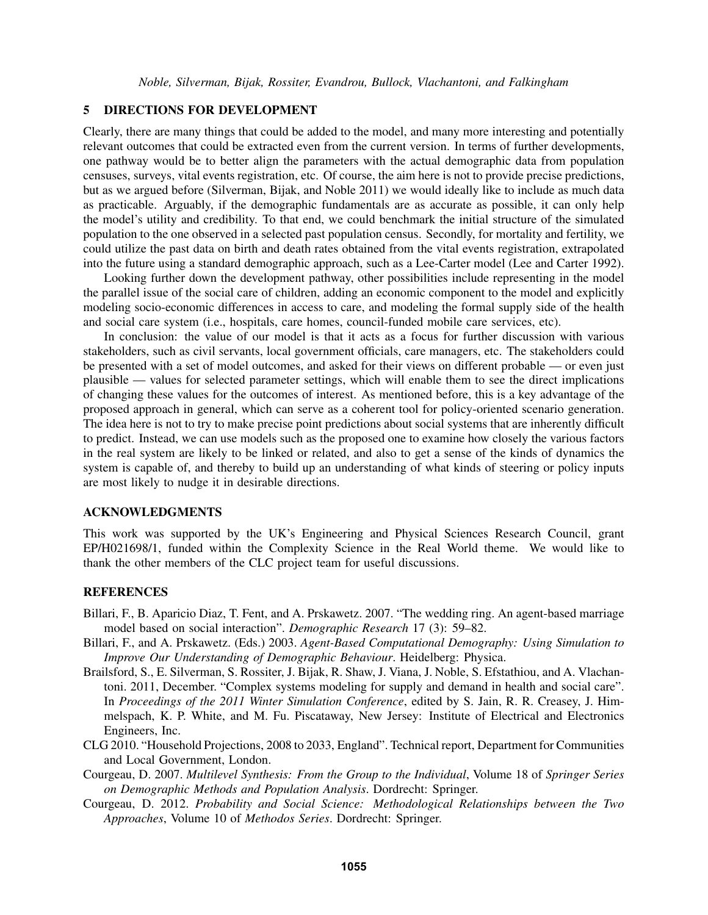## 5 DIRECTIONS FOR DEVELOPMENT

Clearly, there are many things that could be added to the model, and many more interesting and potentially relevant outcomes that could be extracted even from the current version. In terms of further developments, one pathway would be to better align the parameters with the actual demographic data from population censuses, surveys, vital events registration, etc. Of course, the aim here is not to provide precise predictions, but as we argued before (Silverman, Bijak, and Noble 2011) we would ideally like to include as much data as practicable. Arguably, if the demographic fundamentals are as accurate as possible, it can only help the model's utility and credibility. To that end, we could benchmark the initial structure of the simulated population to the one observed in a selected past population census. Secondly, for mortality and fertility, we could utilize the past data on birth and death rates obtained from the vital events registration, extrapolated into the future using a standard demographic approach, such as a Lee-Carter model (Lee and Carter 1992).

Looking further down the development pathway, other possibilities include representing in the model the parallel issue of the social care of children, adding an economic component to the model and explicitly modeling socio-economic differences in access to care, and modeling the formal supply side of the health and social care system (i.e., hospitals, care homes, council-funded mobile care services, etc).

In conclusion: the value of our model is that it acts as a focus for further discussion with various stakeholders, such as civil servants, local government officials, care managers, etc. The stakeholders could be presented with a set of model outcomes, and asked for their views on different probable — or even just plausible — values for selected parameter settings, which will enable them to see the direct implications of changing these values for the outcomes of interest. As mentioned before, this is a key advantage of the proposed approach in general, which can serve as a coherent tool for policy-oriented scenario generation. The idea here is not to try to make precise point predictions about social systems that are inherently difficult to predict. Instead, we can use models such as the proposed one to examine how closely the various factors in the real system are likely to be linked or related, and also to get a sense of the kinds of dynamics the system is capable of, and thereby to build up an understanding of what kinds of steering or policy inputs are most likely to nudge it in desirable directions.

## ACKNOWLEDGMENTS

This work was supported by the UK's Engineering and Physical Sciences Research Council, grant EP/H021698/1, funded within the Complexity Science in the Real World theme. We would like to thank the other members of the CLC project team for useful discussions.

## REFERENCES

Billari, F., B. Aparicio Diaz, T. Fent, and A. Prskawetz. 2007. "The wedding ring. An agent-based marriage model based on social interaction". *Demographic Research* 17 (3): 59–82.

Billari, F., and A. Prskawetz. (Eds.) 2003. *Agent-Based Computational Demography: Using Simulation to Improve Our Understanding of Demographic Behaviour*. Heidelberg: Physica.

Brailsford, S., E. Silverman, S. Rossiter, J. Bijak, R. Shaw, J. Viana, J. Noble, S. Efstathiou, and A. Vlachantoni. 2011, December. "Complex systems modeling for supply and demand in health and social care". In *Proceedings of the 2011 Winter Simulation Conference*, edited by S. Jain, R. R. Creasey, J. Himmelspach, K. P. White, and M. Fu. Piscataway, New Jersey: Institute of Electrical and Electronics Engineers, Inc.

CLG 2010. "Household Projections, 2008 to 2033, England". Technical report, Department for Communities and Local Government, London.

Courgeau, D. 2007. *Multilevel Synthesis: From the Group to the Individual*, Volume 18 of *Springer Series on Demographic Methods and Population Analysis*. Dordrecht: Springer.

Courgeau, D. 2012. *Probability and Social Science: Methodological Relationships between the Two Approaches*, Volume 10 of *Methodos Series*. Dordrecht: Springer.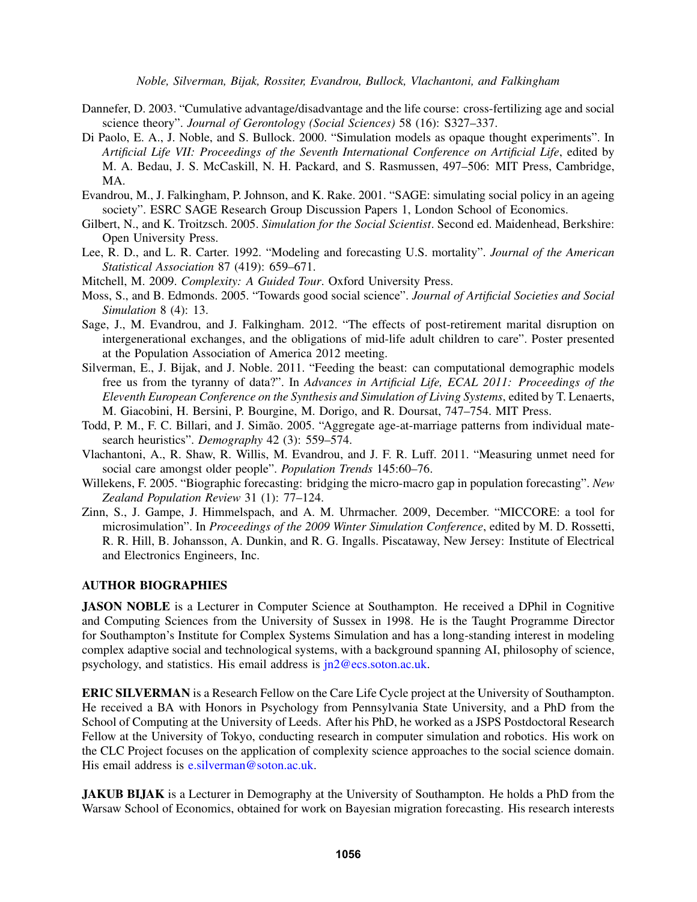Dannefer, D. 2003. “Cumulative advantage/disadvantage and the life course: cross-fertilizing age and social science theory”. *Journal of Gerontology (Social Sciences)* 58 (16): S327–337.

Di Paolo, E. A., J. Noble, and S. Bullock. 2000. “Simulation models as opaque thought experiments”. In *Artificial Life VII: Proceedings of the Seventh International Conference on Artificial Life*, edited by M. A. Bedau, J. S. McCaskill, N. H. Packard, and S. Rasmussen, 497–506: MIT Press, Cambridge, MA.

Evandrou, M., J. Falkingham, P. Johnson, and K. Rake. 2001. “SAGE: simulating social policy in an ageing society”. ESRC SAGE Research Group Discussion Papers 1, London School of Economics.

Gilbert, N., and K. Troitzsch. 2005. *Simulation for the Social Scientist*. Second ed. Maidenhead, Berkshire: Open University Press.

Lee, R. D., and L. R. Carter. 1992. “Modeling and forecasting U.S. mortality”. *Journal of the American Statistical Association* 87 (419): 659–671.

Mitchell, M. 2009. *Complexity: A Guided Tour*. Oxford University Press.

Moss, S., and B. Edmonds. 2005. “Towards good social science”. *Journal of Artificial Societies and Social Simulation* 8 (4): 13.

Sage, J., M. Evandrou, and J. Falkingham. 2012. “The effects of post-retirement marital disruption on intergenerational exchanges, and the obligations of mid-life adult children to care”. Poster presented at the Population Association of America 2012 meeting.

Silverman, E., J. Bijak, and J. Noble. 2011. “Feeding the beast: can computational demographic models free us from the tyranny of data?”. In *Advances in Artificial Life, ECAL 2011: Proceedings of the Eleventh European Conference on the Synthesis and Simulation of Living Systems*, edited by T. Lenaerts, M. Giacobini, H. Bersini, P. Bourgine, M. Dorigo, and R. Doursat, 747–754. MIT Press.

Todd, P. M., F. C. Billari, and J. Simão. 2005. “Aggregate age-at-marriage patterns from individual mate-search heuristics”. *Demography* 42 (3): 559–574.

Vlachantoni, A., R. Shaw, R. Willis, M. Evandrou, and J. F. R. Luff. 2011. “Measuring unmet need for social care amongst older people”. *Population Trends* 145:60–76.

Willekens, F. 2005. “Biographic forecasting: bridging the micro-macro gap in population forecasting”. *New Zealand Population Review* 31 (1): 77–124.

Zinn, S., J. Gampe, J. Himmelspach, and A. M. Uhrmacher. 2009, December. “MICCORE: a tool for microsimulation”. In *Proceedings of the 2009 Winter Simulation Conference*, edited by M. D. Rossetti, R. R. Hill, B. Johansson, A. Dunkin, and R. G. Ingalls. Piscataway, New Jersey: Institute of Electrical and Electronics Engineers, Inc.

## AUTHOR BIOGRAPHIES

**JASON NOBLE** is a Lecturer in Computer Science at Southampton. He received a DPhil in Cognitive and Computing Sciences from the University of Sussex in 1998. He is the Taught Programme Director for Southampton's Institute for Complex Systems Simulation and has a long-standing interest in modeling complex adaptive social and technological systems, with a background spanning AI, philosophy of science, psychology, and statistics. His email address is jn2@ecs.soton.ac.uk.

**ERIC SILVERMAN** is a Research Fellow on the Care Life Cycle project at the University of Southampton. He received a BA with Honors in Psychology from Pennsylvania State University, and a PhD from the School of Computing at the University of Leeds. After his PhD, he worked as a JSPS Postdoctoral Research Fellow at the University of Tokyo, conducting research in computer simulation and robotics. His work on the CLC Project focuses on the application of complexity science approaches to the social science domain. His email address is e.silverman@soton.ac.uk.

**JAKUB BIJAK** is a Lecturer in Demography at the University of Southampton. He holds a PhD from the Warsaw School of Economics, obtained for work on Bayesian migration forecasting. His research interests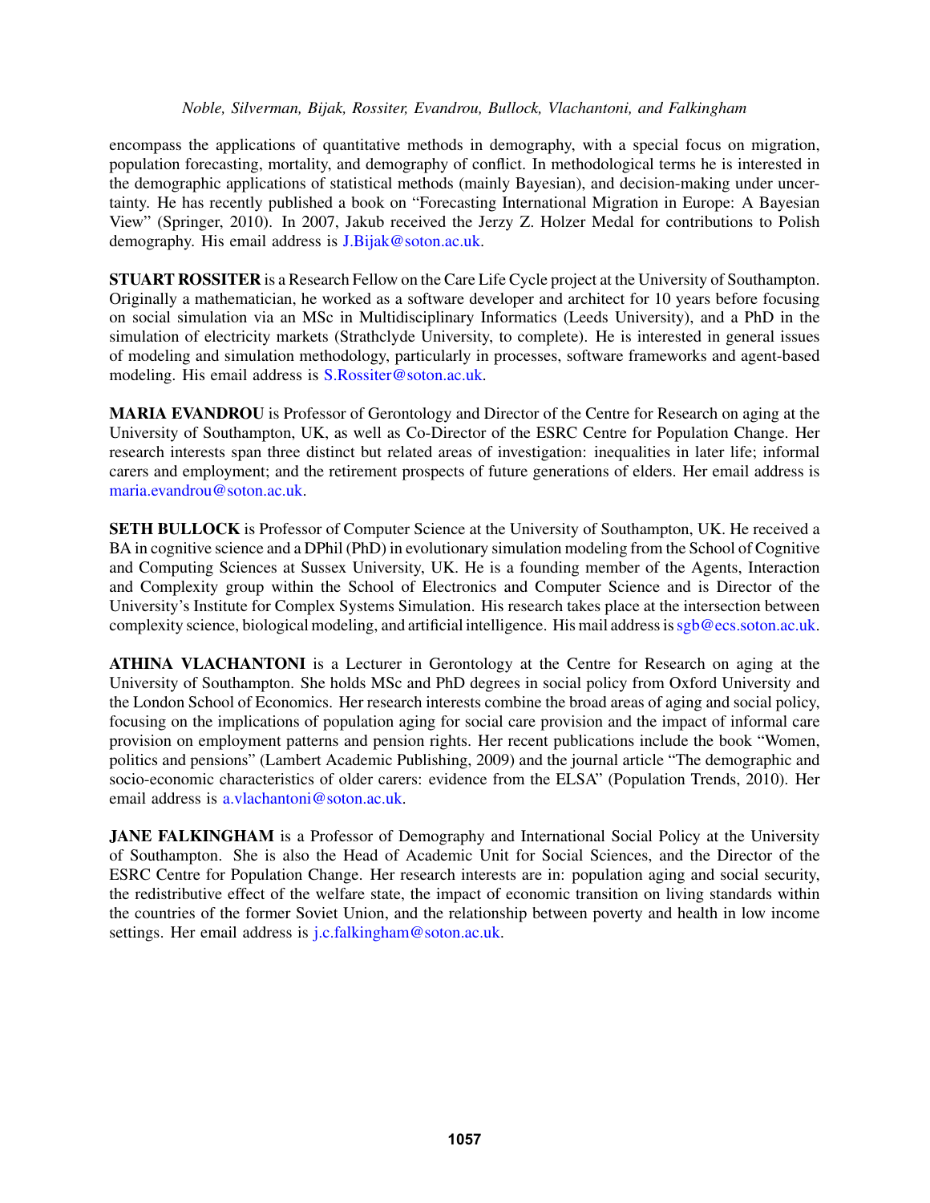encompass the applications of quantitative methods in demography, with a special focus on migration, population forecasting, mortality, and demography of conflict. In methodological terms he is interested in the demographic applications of statistical methods (mainly Bayesian), and decision-making under uncertainty. He has recently published a book on "Forecasting International Migration in Europe: A Bayesian View" (Springer, 2010). In 2007, Jakub received the Jerzy Z. Holzer Medal for contributions to Polish demography. His email address is J.Bijak@soton.ac.uk.

**STUART ROSSITER** is a Research Fellow on the Care Life Cycle project at the University of Southampton. Originally a mathematician, he worked as a software developer and architect for 10 years before focusing on social simulation via an MSc in Multidisciplinary Informatics (Leeds University), and a PhD in the simulation of electricity markets (Strathclyde University, to complete). He is interested in general issues of modeling and simulation methodology, particularly in processes, software frameworks and agent-based modeling. His email address is S.Rossiter@soton.ac.uk.

**MARIA EVANDROU** is Professor of Gerontology and Director of the Centre for Research on aging at the University of Southampton, UK, as well as Co-Director of the ESRC Centre for Population Change. Her research interests span three distinct but related areas of investigation: inequalities in later life; informal carers and employment; and the retirement prospects of future generations of elders. Her email address is maria.evandrou@soton.ac.uk.

**SETH BULLOCK** is Professor of Computer Science at the University of Southampton, UK. He received a BA in cognitive science and a DPhil (PhD) in evolutionary simulation modeling from the School of Cognitive and Computing Sciences at Sussex University, UK. He is a founding member of the Agents, Interaction and Complexity group within the School of Electronics and Computer Science and is Director of the University's Institute for Complex Systems Simulation. His research takes place at the intersection between complexity science, biological modeling, and artificial intelligence. His mail address is sgb@ecs.soton.ac.uk.

**ATHINA VLACHANTONI** is a Lecturer in Gerontology at the Centre for Research on aging at the University of Southampton. She holds MSc and PhD degrees in social policy from Oxford University and the London School of Economics. Her research interests combine the broad areas of aging and social policy, focusing on the implications of population aging for social care provision and the impact of informal care provision on employment patterns and pension rights. Her recent publications include the book "Women, politics and pensions" (Lambert Academic Publishing, 2009) and the journal article "The demographic and socio-economic characteristics of older carers: evidence from the ELSA" (Population Trends, 2010). Her email address is a.vlachantoni@soton.ac.uk.

**JANE FALKINGHAM** is a Professor of Demography and International Social Policy at the University of Southampton. She is also the Head of Academic Unit for Social Sciences, and the Director of the ESRC Centre for Population Change. Her research interests are in: population aging and social security, the redistributive effect of the welfare state, the impact of economic transition on living standards within the countries of the former Soviet Union, and the relationship between poverty and health in low income settings. Her email address is j.c.falkingham@soton.ac.uk.